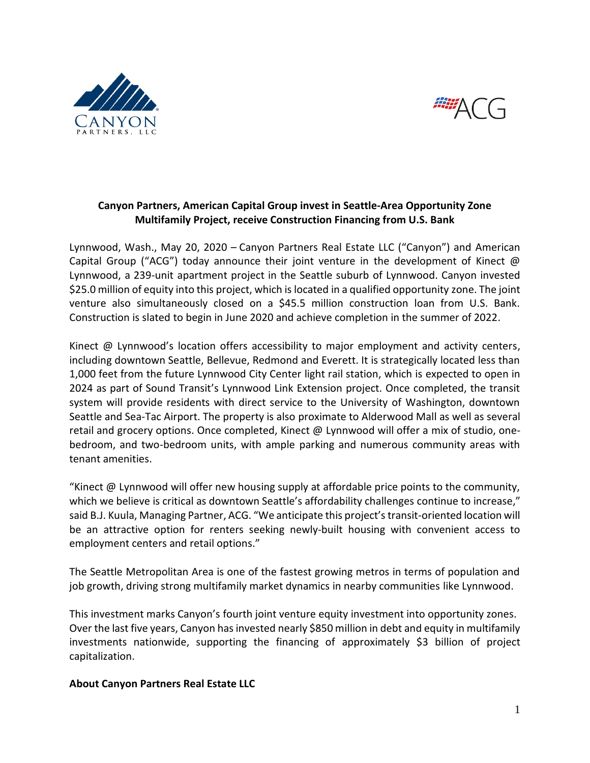**Canyon Partners, American Capital Group invest in Seattle-Area Opportunity Zone Multifamily Project, receive Construction Financing from U.S. Bank**

Lynnwood, Wash., May 20, 2020 – Canyon Partners Real Estate LLC ("Canyon") and American Capital Group ("ACG") today announce their joint venture in the development of Kinect @ Lynnwood, a 239-unit apartment project in the Seattle suburb of Lynnwood. Canyon invested $25.0 million of equity into this project, which is located in a qualified opportunity zone. The joint venture also simultaneously closed on a $45.5 million construction loan from U.S. Bank. Construction is slated to begin in June 2020 and achieve completion in the summer of 2022.

Kinect @ Lynnwood's location offers accessibility to major employment and activity centers, including downtown Seattle, Bellevue, Redmond and Everett. It is strategically located less than 1,000 feet from the future Lynnwood City Center light rail station, which is expected to open in 2024 as part of Sound Transit's Lynnwood Link Extension project. Once completed, the transit system will provide residents with direct service to the University of Washington, downtown Seattle and Sea-Tac Airport. The property is also proximate to Alderwood Mall as well as several retail and grocery options. Once completed, Kinect @ Lynnwood will offer a mix of studio, one-bedroom, and two-bedroom units, with ample parking and numerous community areas with tenant amenities.

"Kinect @ Lynnwood will offer new housing supply at affordable price points to the community, which we believe is critical as downtown Seattle's affordability challenges continue to increase," said B.J. Kuula, Managing Partner, ACG. "We anticipate this project's transit-oriented location will be an attractive option for renters seeking newly-built housing with convenient access to employment centers and retail options."

The Seattle Metropolitan Area is one of the fastest growing metros in terms of population and job growth, driving strong multifamily market dynamics in nearby communities like Lynnwood.

This investment marks Canyon's fourth joint venture equity investment into opportunity zones. Over the last five years, Canyon has invested nearly $850 million in debt and equity in multifamily investments nationwide, supporting the financing of approximately $3 billion of project capitalization.

**About Canyon Partners Real Estate LLC**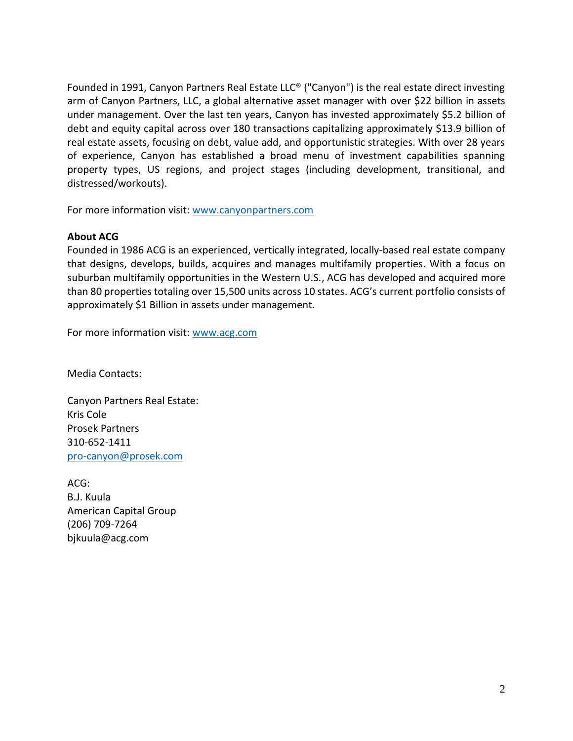Founded in 1991, Canyon Partners Real Estate LLC® ("Canyon") is the real estate direct investing arm of Canyon Partners, LLC, a global alternative asset manager with over $22 billion in assets under management. Over the last ten years, Canyon has invested approximately $5.2 billion of debt and equity capital across over 180 transactions capitalizing approximately $13.9 billion of real estate assets, focusing on debt, value add, and opportunistic strategies. With over 28 years of experience, Canyon has established a broad menu of investment capabilities spanning property types, US regions, and project stages (including development, transitional, and distressed/workouts).

For more information visit: [www.canyonpartners.com](http://www.canyonpartners.com)

**About ACG**
Founded in 1986 ACG is an experienced, vertically integrated, locally-based real estate company that designs, develops, builds, acquires and manages multifamily properties. With a focus on suburban multifamily opportunities in the Western U.S., ACG has developed and acquired more than 80 properties totaling over 15,500 units across 10 states. ACG's current portfolio consists of approximately $1 Billion in assets under management.

For more information visit: [www.acg.com](http://www.acg.com)

Media Contacts:

Canyon Partners Real Estate:
Kris Cole
Prosek Partners
310-652-1411
[pro-canyon@prosek.com](mailto:pro-canyon@prosek.com)

ACG:
B.J. Kuula
American Capital Group
(206) 709-7264
bjkuula@acg.com